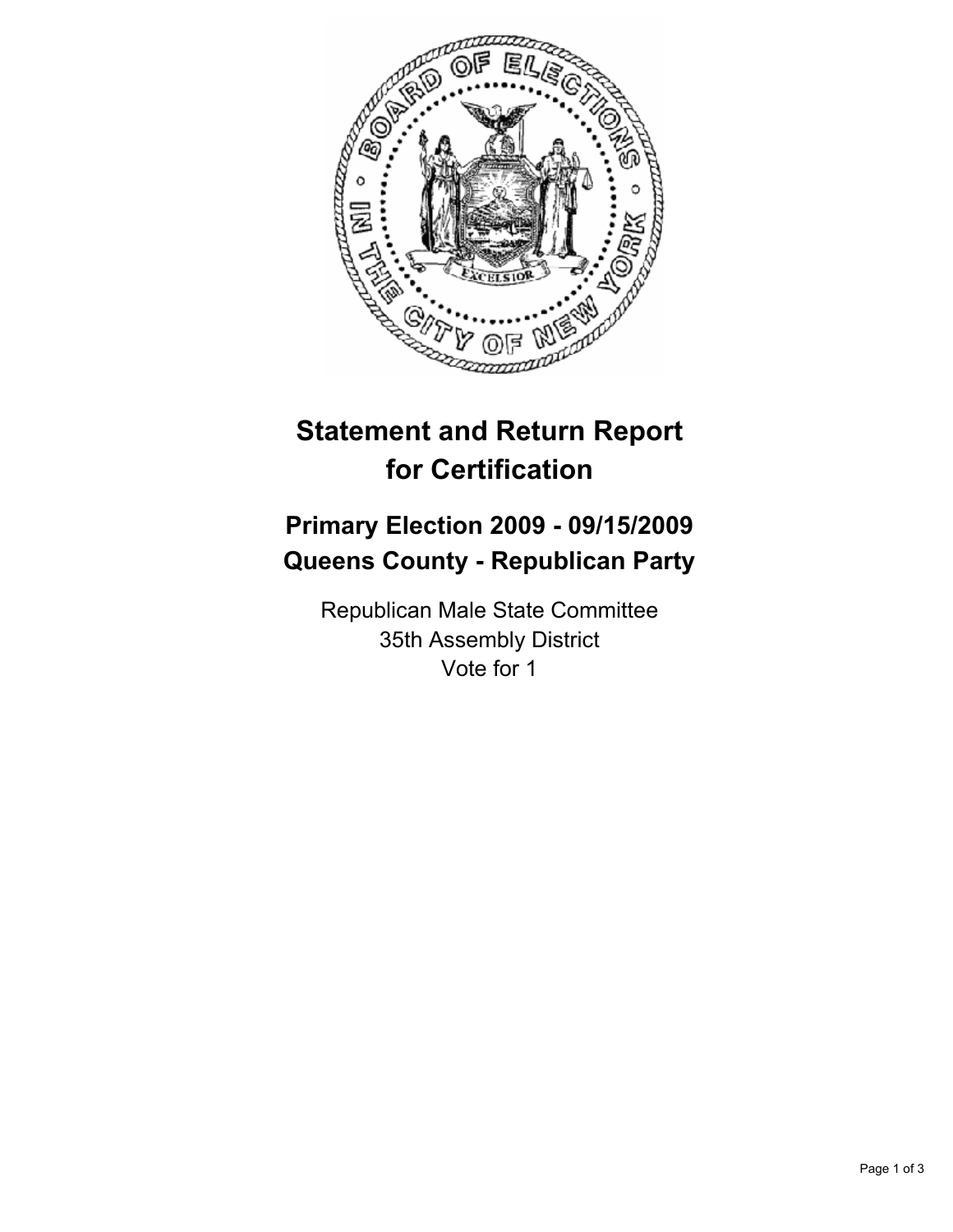# Statement and Return Report for Certification

## Primary Election 2009 - 09/15/2009
## Queens County - Republican Party

Republican Male State Committee
35th Assembly District
Vote for 1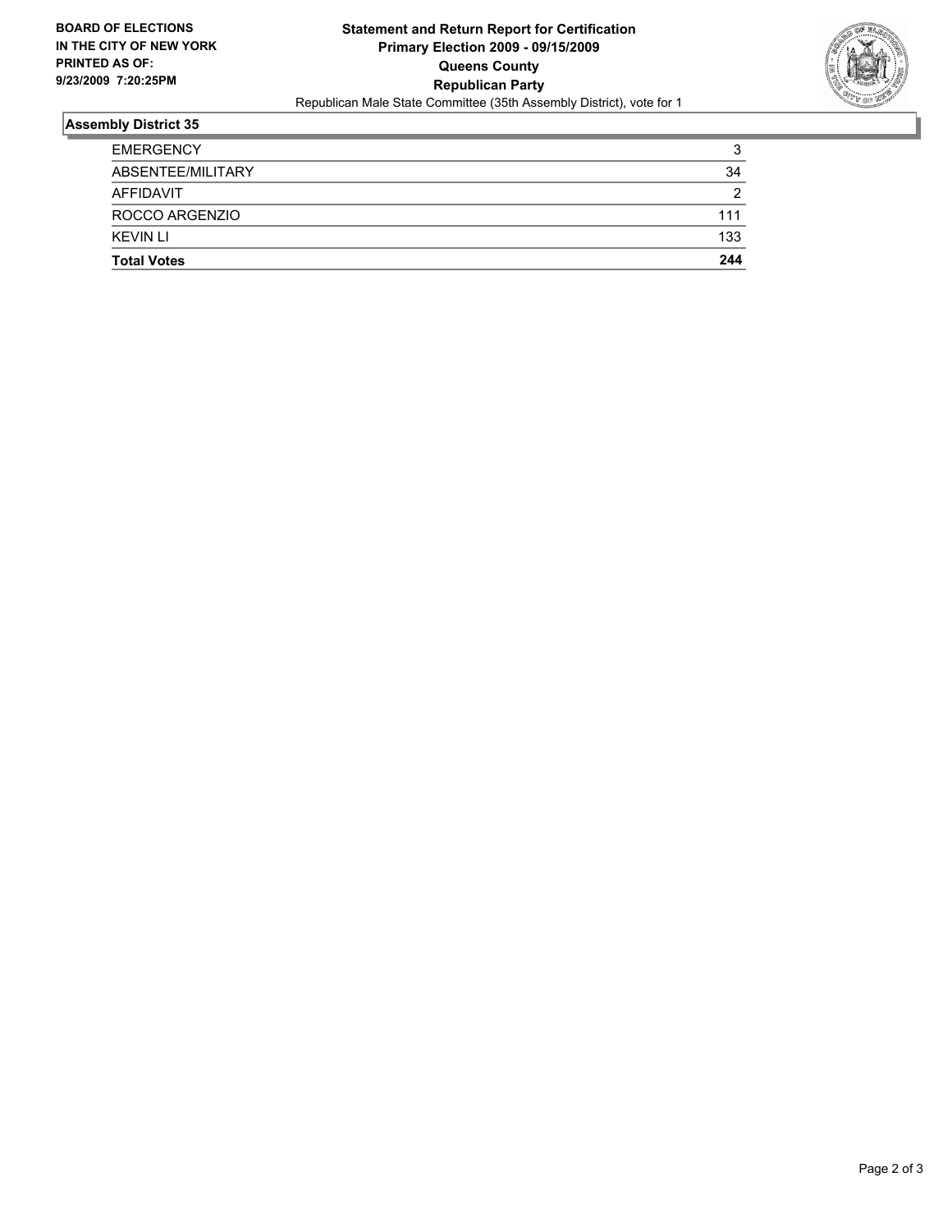**BOARD OF ELECTIONS IN THE CITY OF NEW YORK PRINTED AS OF: 9/23/2009 7:20:25PM**

**Statement and Return Report for Certification**
**Primary Election 2009 - 09/15/2009**
**Queens County**
**Republican Party**
Republican Male State Committee (35th Assembly District), vote for 1

## Assembly District 35

| | |
|---|---|
| EMERGENCY | 3 |
| ABSENTEE/MILITARY | 34 |
| AFFIDAVIT | 2 |
| ROCCO ARGENZIO | 111 |
| KEVIN LI | 133 |
| **Total Votes** | **244** |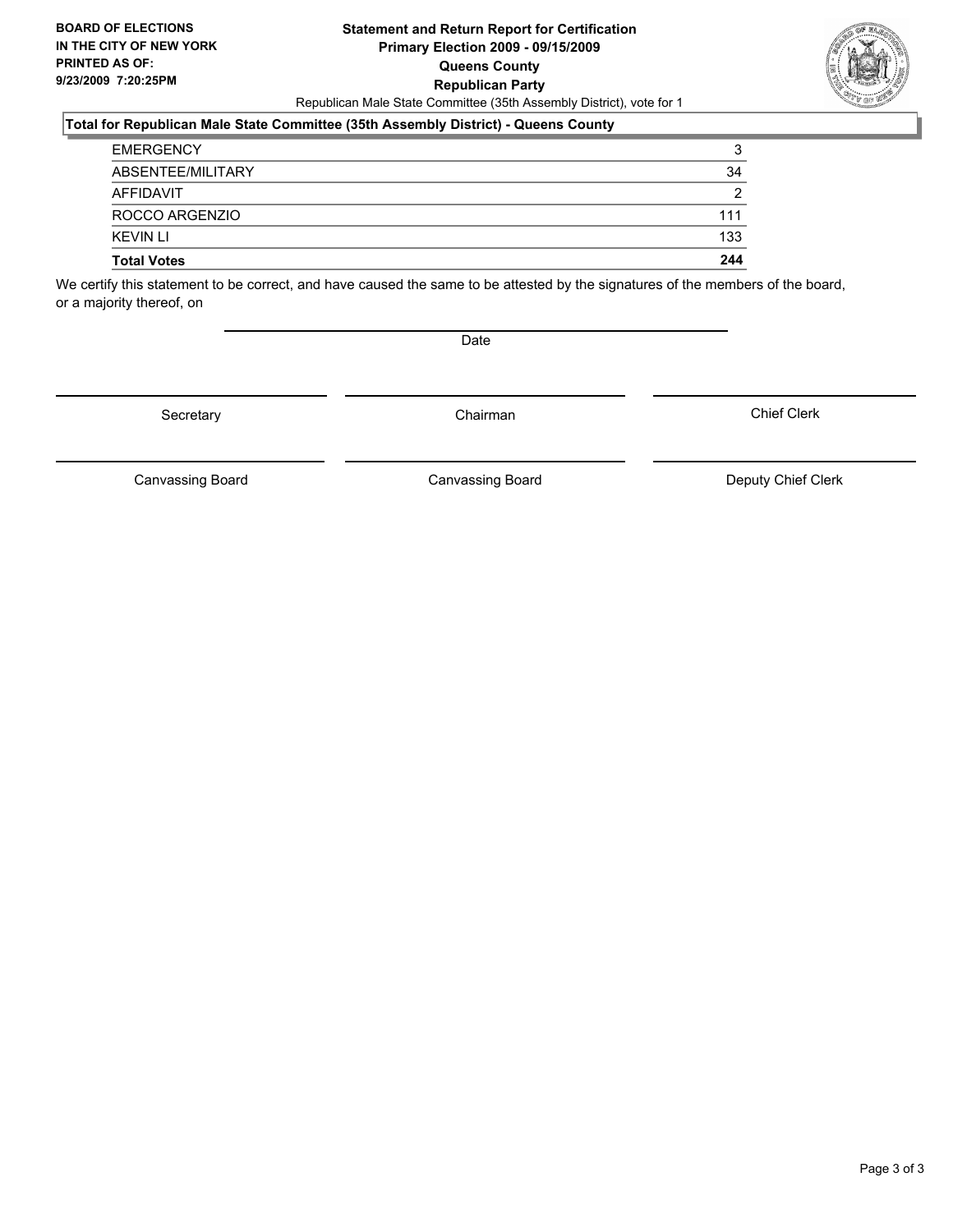**BOARD OF ELECTIONS IN THE CITY OF NEW YORK PRINTED AS OF: 9/23/2009 7:20:25PM**

**Statement and Return Report for Certification**
**Primary Election 2009 - 09/15/2009**
**Queens County**
**Republican Party**

Republican Male State Committee (35th Assembly District), vote for 1

**Total for Republican Male State Committee (35th Assembly District) - Queens County**

| | |
|---|---|
| EMERGENCY | 3 |
| ABSENTEE/MILITARY | 34 |
| AFFIDAVIT | 2 |
| ROCCO ARGENZIO | 111 |
| KEVIN LI | 133 |
| **Total Votes** | **244** |

We certify this statement to be correct, and have caused the same to be attested by the signatures of the members of the board, or a majority thereof, on

Date

Secretary

Chairman

Chief Clerk

Canvassing Board

Canvassing Board

Deputy Chief Clerk